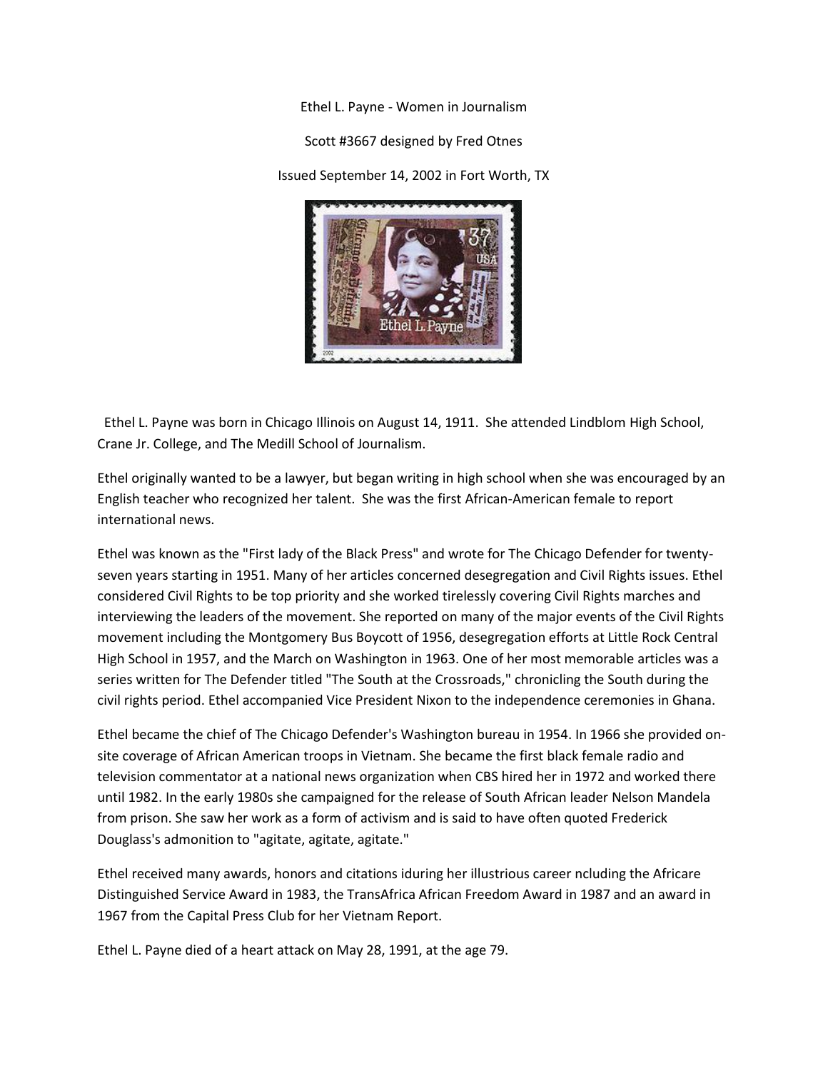Ethel L. Payne - Women in Journalism

Scott #3667 designed by Fred Otnes

Issued September 14, 2002 in Fort Worth, TX

Ethel L. Payne was born in Chicago Illinois on August 14, 1911. She attended Lindblom High School, Crane Jr. College, and The Medill School of Journalism.

Ethel originally wanted to be a lawyer, but began writing in high school when she was encouraged by an English teacher who recognized her talent. She was the first African-American female to report international news.

Ethel was known as the "First lady of the Black Press" and wrote for The Chicago Defender for twenty-seven years starting in 1951. Many of her articles concerned desegregation and Civil Rights issues. Ethel considered Civil Rights to be top priority and she worked tirelessly covering Civil Rights marches and interviewing the leaders of the movement. She reported on many of the major events of the Civil Rights movement including the Montgomery Bus Boycott of 1956, desegregation efforts at Little Rock Central High School in 1957, and the March on Washington in 1963. One of her most memorable articles was a series written for The Defender titled "The South at the Crossroads," chronicling the South during the civil rights period. Ethel accompanied Vice President Nixon to the independence ceremonies in Ghana.

Ethel became the chief of The Chicago Defender's Washington bureau in 1954. In 1966 she provided on-site coverage of African American troops in Vietnam. She became the first black female radio and television commentator at a national news organization when CBS hired her in 1972 and worked there until 1982. In the early 1980s she campaigned for the release of South African leader Nelson Mandela from prison. She saw her work as a form of activism and is said to have often quoted Frederick Douglass's admonition to "agitate, agitate, agitate."

Ethel received many awards, honors and citations iduring her illustrious career ncluding the Africare Distinguished Service Award in 1983, the TransAfrica African Freedom Award in 1987 and an award in 1967 from the Capital Press Club for her Vietnam Report.

Ethel L. Payne died of a heart attack on May 28, 1991, at the age 79.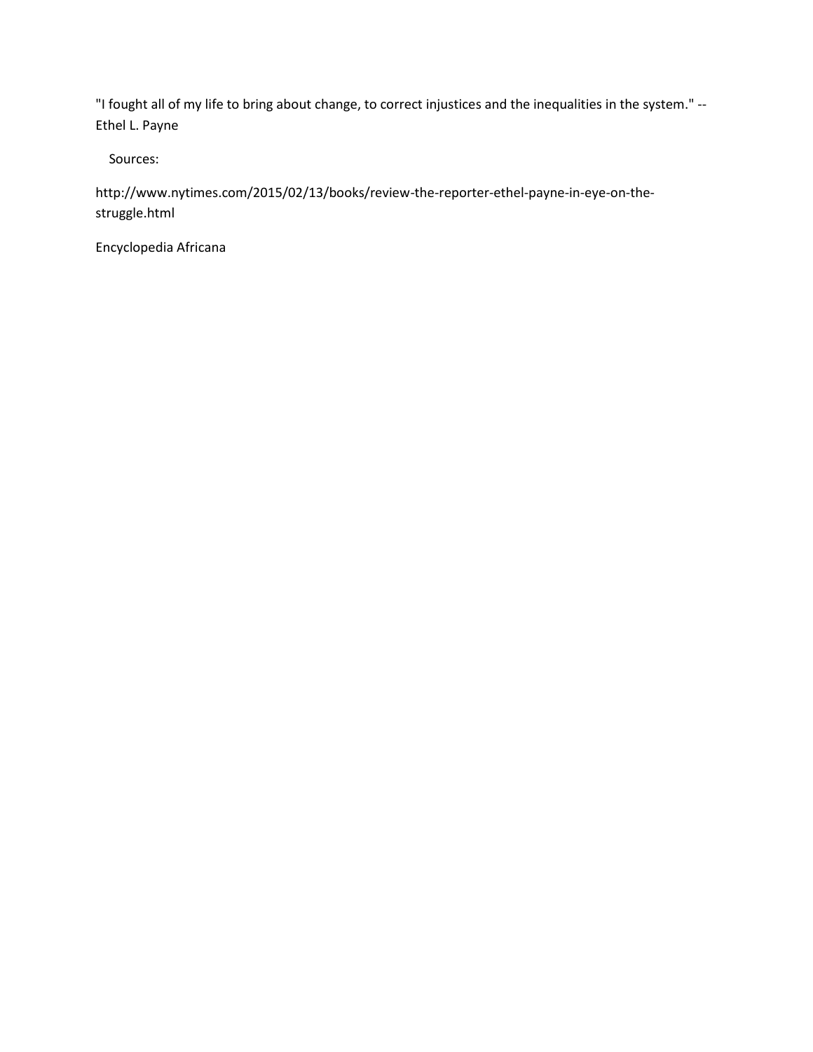"I fought all of my life to bring about change, to correct injustices and the inequalities in the system." -- Ethel L. Payne

Sources:

http://www.nytimes.com/2015/02/13/books/review-the-reporter-ethel-payne-in-eye-on-the-struggle.html

Encyclopedia Africana